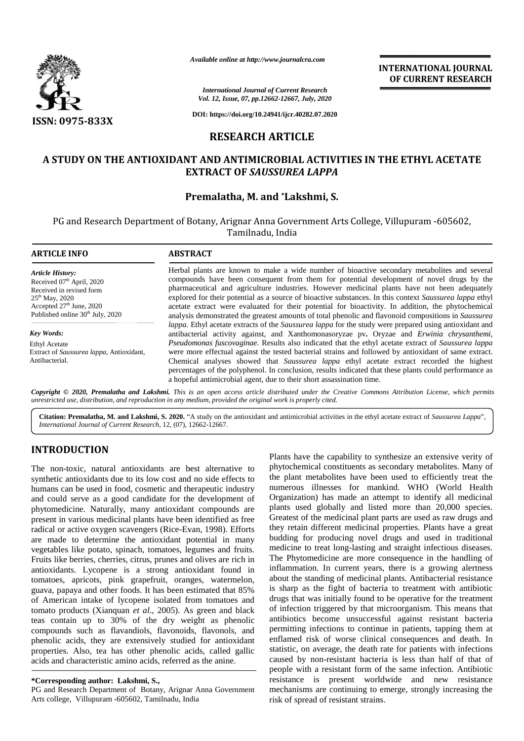*Available online at http://www.journalcra.com*

**INTERNATIONAL JOURNAL OF CURRENT RESEARCH**

*International Journal of Current Research*
*Vol. 12, Issue, 07, pp.12662-12667, July, 2020*

**DOI: https://doi.org/10.24941/ijcr.40282.07.2020**

**ISSN: 0975-833X**

## RESEARCH ARTICLE

# A STUDY ON THE ANTIOXIDANT AND ANTIMICROBIAL ACTIVITIES IN THE ETHYL ACETATE EXTRACT OF *SAUSSUREA LAPPA*

**Premalatha, M. and \*Lakshmi, S.**

PG and Research Department of Botany, Arignar Anna Government Arts College, Villupuram -605602, Tamilnadu, India

### ARTICLE INFO

*Article History:*
Received 07[th] April, 2020
Received in revised form
25[th] May, 2020
Accepted 27[th] June, 2020
Published online 30[th] July, 2020

*Key Words:*
Ethyl Acetate
Extract of *Saussurea lappa*, Antioxidant, Antibacterial.

### ABSTRACT

Herbal plants are known to make a wide number of bioactive secondary metabolites and several compounds have been consequent from them for potential development of novel drugs by the pharmaceutical and agriculture industries. However medicinal plants have not been adequately explored for their potential as a source of bioactive substances. In this context *Saussurea lappa* ethyl acetate extract were evaluated for their potential for bioactivity. In addition, the phytochemical analysis demonstrated the greatest amounts of total phenolic and flavonoid compositions in *Saussurea lappa.* Ethyl acetate extracts of the *Saussurea lappa* for the study were prepared using antioxidant and antibacterial activity against, and Xanthomonasoryzae pv**.** Oryzae and *Erwinia chrysanthemi*, *Pseudomonas fuscovaginae*. Results also indicated that the ethyl acetate extract of *Saussurea lappa* were more effectual against the tested bacterial strains and followed by antioxidant of same extract. Chemical analyses showed that *Saussurea lappa* ethyl acetate extract recorded the highest percentages of the polyphenol. In conclusion, results indicated that these plants could performance as a hopeful antimicrobial agent, due to their short assassination time.

***Copyright © 2020, Premalatha and Lakshmi.*** *This is an open access article distributed under the Creative Commons Attribution License, which permits unrestricted use, distribution, and reproduction in any medium, provided the original work is properly cited.*

**Citation: Premalatha, M. and Lakshmi, S. 2020.** "A study on the antioxidant and antimicrobial activities in the ethyl acetate extract of *Saussurea Lappa*", *International Journal of Current Research*, 12, (07), 12662-12667.

## INTRODUCTION

The non-toxic, natural antioxidants are best alternative to synthetic antioxidants due to its low cost and no side effects to humans can be used in food, cosmetic and therapeutic industry and could serve as a good candidate for the development of phytomedicine. Naturally, many antioxidant compounds are present in various medicinal plants have been identified as free radical or active oxygen scavengers (Rice-Evan, 1998). Efforts are made to determine the antioxidant potential in many vegetables like potato, spinach, tomatoes, legumes and fruits. Fruits like berries, cherries, citrus, prunes and olives are rich in antioxidants. Lycopene is a strong antioxidant found in tomatoes, apricots, pink grapefruit, oranges, watermelon, guava, papaya and other foods. It has been estimated that 85% of American intake of lycopene isolated from tomatoes and tomato products (Xianquan *et al*., 2005). As green and black teas contain up to 30% of the dry weight as phenolic compounds such as flavandiols, flavonoids, flavonols, and phenolic acids, they are extensively studied for antioxidant properties. Also, tea has other phenolic acids, called gallic acids and characteristic amino acids, referred as the anine.

Plants have the capability to synthesize an extensive verity of phytochemical constituents as secondary metabolites. Many of the plant metabolites have been used to efficiently treat the numerous illnesses for mankind. WHO (World Health Organization) has made an attempt to identify all medicinal plants used globally and listed more than 20,000 species. Greatest of the medicinal plant parts are used as raw drugs and they retain different medicinal properties. Plants have a great budding for producing novel drugs and used in traditional medicine to treat long-lasting and straight infectious diseases. The Phytomedicine are more consequence in the handling of inflammation. In current years, there is a growing alertness about the standing of medicinal plants. Antibacterial resistance is sharp as the fight of bacteria to treatment with antibiotic drugs that was initially found to be operative for the treatment of infection triggered by that microorganism. This means that antibiotics become unsuccessful against resistant bacteria permitting infections to continue in patients, tapping them at enflamed risk of worse clinical consequences and death. In statistic, on average, the death rate for patients with infections caused by non-resistant bacteria is less than half of that of people with a resistant form of the same infection. Antibiotic resistance is present worldwide and new resistance mechanisms are continuing to emerge, strongly increasing the risk of spread of resistant strains.

**\*Corresponding author: Lakshmi, S.,**
PG and Research Department of Botany, Arignar Anna Government Arts college, Villupuram -605602, Tamilnadu, India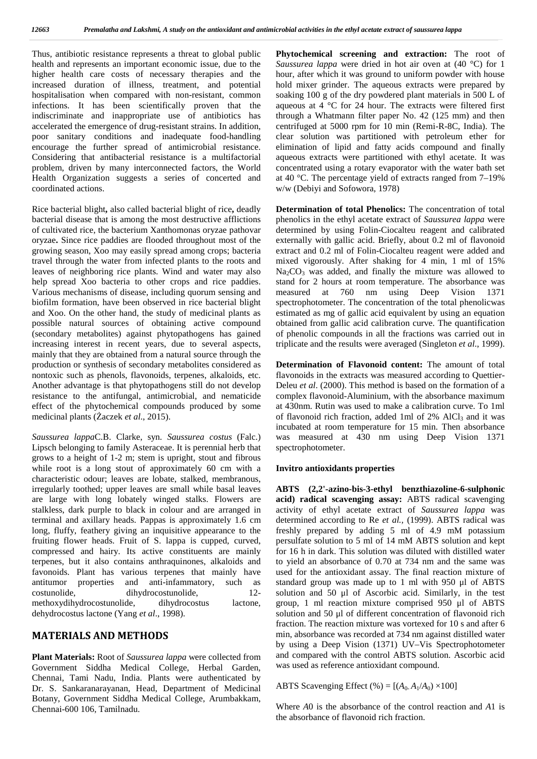Thus, antibiotic resistance represents a threat to global public health and represents an important economic issue, due to the higher health care costs of necessary therapies and the increased duration of illness, treatment, and potential hospitalisation when compared with non-resistant, common infections. It has been scientifically proven that the indiscriminate and inappropriate use of antibiotics has accelerated the emergence of drug-resistant strains. In addition, poor sanitary conditions and inadequate food-handling encourage the further spread of antimicrobial resistance. Considering that antibacterial resistance is a multifactorial problem, driven by many interconnected factors, the World Health Organization suggests a series of concerted and coordinated actions.

Rice bacterial blight**,** also called bacterial blight of rice**,** deadly bacterial disease that is among the most destructive afflictions of cultivated rice, the bacterium Xanthomonas oryzae pathovar oryzae**.** Since rice paddies are flooded throughout most of the growing season, Xoo may easily spread among crops; bacteria travel through the water from infected plants to the roots and leaves of neighboring rice plants. Wind and water may also help spread Xoo bacteria to other crops and rice paddies. Various mechanisms of disease, including quorum sensing and biofilm formation, have been observed in rice bacterial blight and Xoo. On the other hand, the study of medicinal plants as possible natural sources of obtaining active compound (secondary metabolites) against phytopathogens has gained increasing interest in recent years, due to several aspects, mainly that they are obtained from a natural source through the production or synthesis of secondary metabolites considered as nontoxic such as phenols, flavonoids, terpenes, alkaloids, etc. Another advantage is that phytopathogens still do not develop resistance to the antifungal, antimicrobial, and nematicide effect of the phytochemical compounds produced by some medicinal plants (Żaczek *et al*., 2015).

*Saussurea lappa*C.B. Clarke, syn. *Saussurea costus* (Falc.) Lipsch belonging to family Asteraceae. It is perennial herb that grows to a height of 1-2 m; stem is upright, stout and fibrous while root is a long stout of approximately 60 cm with a characteristic odour; leaves are lobate, stalked, membranous, irregularly toothed; upper leaves are small while basal leaves are large with long lobately winged stalks. Flowers are stalkless, dark purple to black in colour and are arranged in terminal and axillary heads. Pappas is approximately 1.6 cm long, fluffy, feathery giving an inquisitive appearance to the fruiting flower heads. Fruit of S. lappa is cupped, curved, compressed and hairy. Its active constituents are mainly terpenes, but it also contains anthraquinones, alkaloids and favonoids. Plant has various terpenes that mainly have antitumor properties and anti-infammatory, such as costunolide, dihydrocostunolide, 12-methoxydihydrocostunolide, dihydrocostus lactone, dehydrocostus lactone (Yang *et al*., 1998).

## MATERIALS AND METHODS

**Plant Materials:** Root of *Saussurea lappa* were collected from Government Siddha Medical College, Herbal Garden, Chennai, Tami Nadu, India. Plants were authenticated by Dr. S. Sankaranarayanan, Head, Department of Medicinal Botany, Government Siddha Medical College, Arumbakkam, Chennai-600 106, Tamilnadu.

**Phytochemical screening and extraction:** The root of *Saussurea lappa* were dried in hot air oven at (40 °C) for 1 hour, after which it was ground to uniform powder with house hold mixer grinder. The aqueous extracts were prepared by soaking 100 g of the dry powdered plant materials in 500 L of aqueous at 4 °C for 24 hour. The extracts were filtered first through a Whatmann filter paper No. 42 (125 mm) and then centrifuged at 5000 rpm for 10 min (Remi-R-8C, India). The clear solution was partitioned with petroleum ether for elimination of lipid and fatty acids compound and finally aqueous extracts were partitioned with ethyl acetate. It was concentrated using a rotary evaporator with the water bath set at 40 °C. The percentage yield of extracts ranged from 7–19% w/w (Debiyi and Sofowora, 1978)

**Determination of total Phenolics:** The concentration of total phenolics in the ethyl acetate extract of *Saussurea lappa* were determined by using Folin-Ciocalteu reagent and calibrated externally with gallic acid. Briefly, about 0.2 ml of flavonoid extract and 0.2 ml of Folin-Ciocalteu reagent were added and mixed vigorously. After shaking for 4 min, 1 ml of 15% $Na_2CO_3$ was added, and finally the mixture was allowed to stand for 2 hours at room temperature. The absorbance was measured at 760 nm using Deep Vision 1371 spectrophotometer. The concentration of the total phenolicwas estimated as mg of gallic acid equivalent by using an equation obtained from gallic acid calibration curve. The quantification of phenolic compounds in all the fractions was carried out in triplicate and the results were averaged (Singleton *et al*., 1999).

**Determination of Flavonoid content:** The amount of total flavonoids in the extracts was measured according to Quettier-Deleu *et al*. (2000). This method is based on the formation of a complex flavonoid-Aluminium, with the absorbance maximum at 430nm. Rutin was used to make a calibration curve. To 1ml of flavonoid rich fraction, added 1ml of 2% $AlCl_3$ and it was incubated at room temperature for 15 min. Then absorbance was measured at 430 nm using Deep Vision 1371 spectrophotometer.

### Invitro antioxidants properties

**ABTS (2,2'-azino-bis-3-ethyl benzthiazoline-6-sulphonic acid) radical scavenging assay:** ABTS radical scavenging activity of ethyl acetate extract of *Saussurea lappa* was determined according to Re *et al.*, (1999). ABTS radical was freshly prepared by adding 5 ml of 4.9 mM potassium persulfate solution to 5 ml of 14 mM ABTS solution and kept for 16 h in dark. This solution was diluted with distilled water to yield an absorbance of 0.70 at 734 nm and the same was used for the antioxidant assay. The final reaction mixture of standard group was made up to 1 ml with 950 µl of ABTS solution and 50 µl of Ascorbic acid. Similarly, in the test group, 1 ml reaction mixture comprised 950 µl of ABTS solution and 50 µl of different concentration of flavonoid rich fraction. The reaction mixture was vortexed for 10 s and after 6 min, absorbance was recorded at 734 nm against distilled water by using a Deep Vision (1371) UV–Vis Spectrophotometer and compared with the control ABTS solution. Ascorbic acid was used as reference antioxidant compound.

ABTS Scavenging Effect (%) = $[(A_0 - A_1/A_0) \times 100]$

Where $A0$ is the absorbance of the control reaction and $A1$ is the absorbance of flavonoid rich fraction.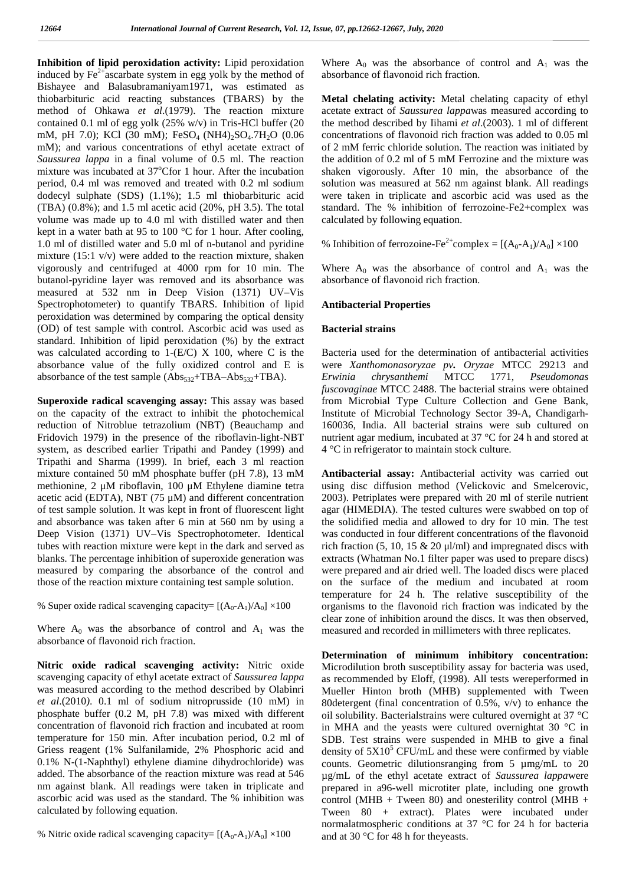**Inhibition of lipid peroxidation activity:** Lipid peroxidation induced by $Fe^{2+}$ascarbate system in egg yolk by the method of Bishayee and Balasubramaniyam1971, was estimated as thiobarbituric acid reacting substances (TBARS) by the method of Ohkawa *et al*.(1979). The reaction mixture contained 0.1 ml of egg yolk (25% w/v) in Tris-HCl buffer (20 mM, pH 7.0); KCl (30 mM); $FeSO_4$ $(NH4)_2SO_4.7H_2O$ (0.06 mM); and various concentrations of ethyl acetate extract of *Saussurea lappa* in a final volume of 0.5 ml. The reaction mixture was incubated at 37°Cfor 1 hour. After the incubation period, 0.4 ml was removed and treated with 0.2 ml sodium dodecyl sulphate (SDS) (1.1%); 1.5 ml thiobarbituric acid (TBA) (0.8%); and 1.5 ml acetic acid (20%, pH 3.5). The total volume was made up to 4.0 ml with distilled water and then kept in a water bath at 95 to 100 °C for 1 hour. After cooling, 1.0 ml of distilled water and 5.0 ml of n-butanol and pyridine mixture (15:1 v/v) were added to the reaction mixture, shaken vigorously and centrifuged at 4000 rpm for 10 min. The butanol-pyridine layer was removed and its absorbance was measured at 532 nm in Deep Vision (1371) UV–Vis Spectrophotometer) to quantify TBARS. Inhibition of lipid peroxidation was determined by comparing the optical density (OD) of test sample with control. Ascorbic acid was used as standard. Inhibition of lipid peroxidation (%) by the extract was calculated according to 1-(E/C) X 100, where C is the absorbance value of the fully oxidized control and E is absorbance of the test sample ($Abs_{532}$+TBA–$Abs_{532}$+TBA).

**Superoxide radical scavenging assay:** This assay was based on the capacity of the extract to inhibit the photochemical reduction of Nitroblue tetrazolium (NBT) (Beauchamp and Fridovich 1979) in the presence of the riboflavin-light-NBT system, as described earlier Tripathi and Pandey (1999) and Tripathi and Sharma (1999). In brief, each 3 ml reaction mixture contained 50 mM phosphate buffer (pH 7.8), 13 mM methionine, 2 µM riboflavin, 100 µM Ethylene diamine tetra acetic acid (EDTA), NBT (75 µM) and different concentration of test sample solution. It was kept in front of fluorescent light and absorbance was taken after 6 min at 560 nm by using a Deep Vision (1371) UV–Vis Spectrophotometer. Identical tubes with reaction mixture were kept in the dark and served as blanks. The percentage inhibition of superoxide generation was measured by comparing the absorbance of the control and those of the reaction mixture containing test sample solution.

% Super oxide radical scavenging capacity= $[(A_0-A_1)/A_0] \times 100$

Where $A_0$ was the absorbance of control and $A_1$ was the absorbance of flavonoid rich fraction.

**Nitric oxide radical scavenging activity:** Nitric oxide scavenging capacity of ethyl acetate extract of *Saussurea lappa* was measured according to the method described by Olabinri *et al*.(2010). 0.1 ml of sodium nitroprusside (10 mM) in phosphate buffer (0.2 M, pH 7.8) was mixed with different concentration of flavonoid rich fraction and incubated at room temperature for 150 min. After incubation period, 0.2 ml of Griess reagent (1% Sulfanilamide, 2% Phosphoric acid and 0.1% N-(1-Naphthyl) ethylene diamine dihydrochloride) was added. The absorbance of the reaction mixture was read at 546 nm against blank. All readings were taken in triplicate and ascorbic acid was used as the standard. The % inhibition was calculated by following equation.

% Nitric oxide radical scavenging capacity= $[(A_0-A_1)/A_0] \times 100$

Where $A_0$ was the absorbance of control and $A_1$ was the absorbance of flavonoid rich fraction.

**Metal chelating activity:** Metal chelating capacity of ethyl acetate extract of *Saussurea lappa*was measured according to the method described by Iihami *et al*.(2003). 1 ml of different concentrations of flavonoid rich fraction was added to 0.05 ml of 2 mM ferric chloride solution. The reaction was initiated by the addition of 0.2 ml of 5 mM Ferrozine and the mixture was shaken vigorously. After 10 min, the absorbance of the solution was measured at 562 nm against blank. All readings were taken in triplicate and ascorbic acid was used as the standard. The % inhibition of ferrozoine-Fe2+complex was calculated by following equation.

% Inhibition of ferrozoine-$Fe^{2+}$complex = $[(A_0-A_1)/A_0] \times 100$

Where $A_0$ was the absorbance of control and $A_1$ was the absorbance of flavonoid rich fraction.

**Antibacterial Properties**

**Bacterial strains**

Bacteria used for the determination of antibacterial activities were *Xanthomonasoryzae pv. Oryzae* MTCC 29213 and *Erwinia chrysanthemi* MTCC 1771, *Pseudomonas fuscovaginae* MTCC 2488. The bacterial strains were obtained from Microbial Type Culture Collection and Gene Bank, Institute of Microbial Technology Sector 39-A, Chandigarh-160036, India. All bacterial strains were sub cultured on nutrient agar medium, incubated at 37 °C for 24 h and stored at 4 °C in refrigerator to maintain stock culture.

**Antibacterial assay:** Antibacterial activity was carried out using disc diffusion method (Velickovic and Smelcerovic, 2003). Petriplates were prepared with 20 ml of sterile nutrient agar (HIMEDIA). The tested cultures were swabbed on top of the solidified media and allowed to dry for 10 min. The test was conducted in four different concentrations of the flavonoid rich fraction (5, 10, 15 & 20 µl/ml) and impregnated discs with extracts (Whatman No.1 filter paper was used to prepare discs) were prepared and air dried well. The loaded discs were placed on the surface of the medium and incubated at room temperature for 24 h. The relative susceptibility of the organisms to the flavonoid rich fraction was indicated by the clear zone of inhibition around the discs. It was then observed, measured and recorded in millimeters with three replicates.

**Determination of minimum inhibitory concentration:** Microdilution broth susceptibility assay for bacteria was used, as recommended by Eloff, (1998). All tests wereperformed in Mueller Hinton broth (MHB) supplemented with Tween 80detergent (final concentration of 0.5%, v/v) to enhance the oil solubility. Bacterialstrains were cultured overnight at 37 °C in MHA and the yeasts were cultured overnightat 30 °C in SDB. Test strains were suspended in MHB to give a final density of $5X10^5$ CFU/mL and these were confirmed by viable counts. Geometric dilutionsranging from 5 µmg/mL to 20 µg/mL of the ethyl acetate extract of *Saussurea lappa*were prepared in a96-well microtiter plate, including one growth control (MHB + Tween 80) and onesterility control (MHB + Tween 80 + extract). Plates were incubated under normalatmospheric conditions at 37 °C for 24 h for bacteria and at 30 °C for 48 h for theyeasts.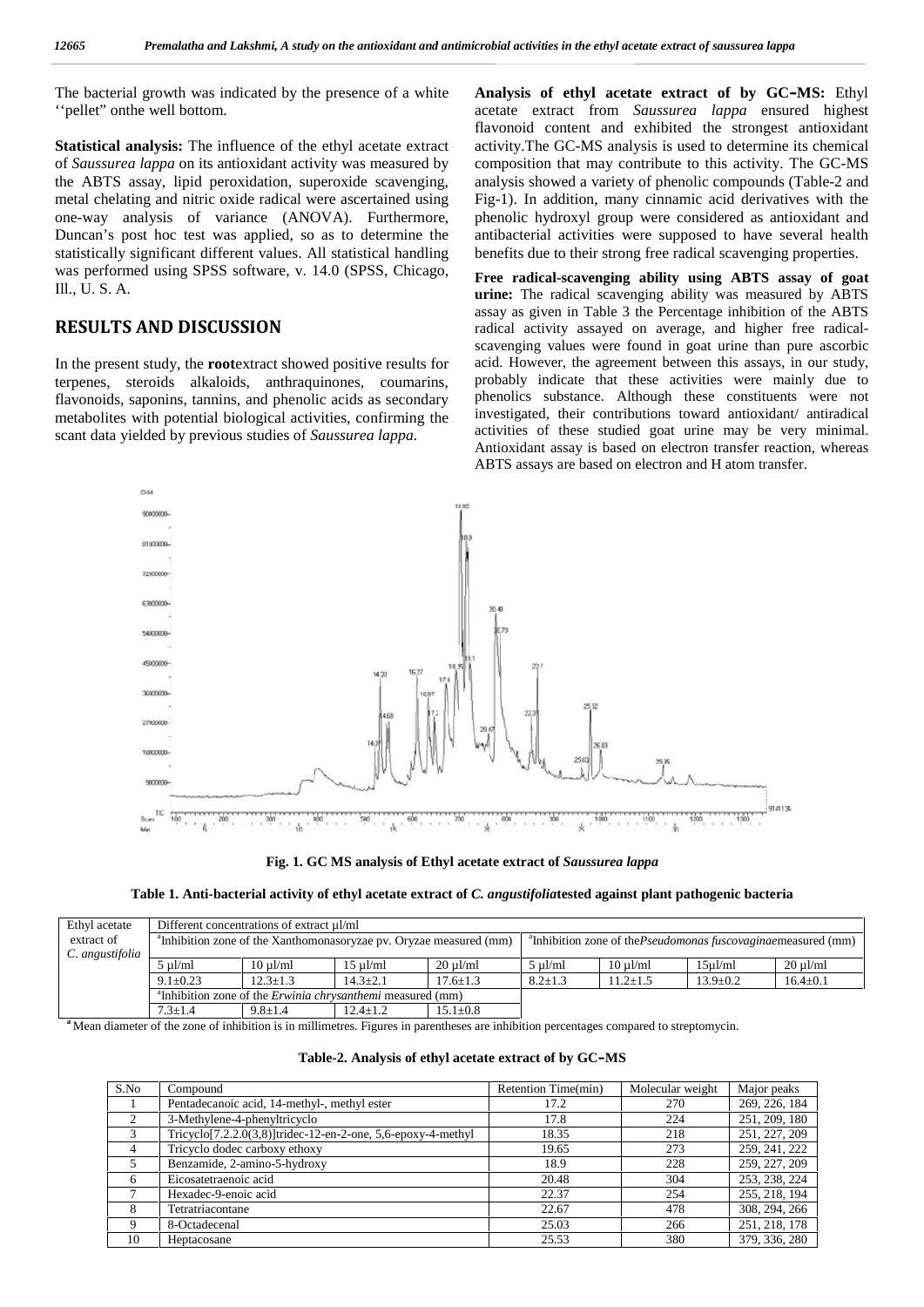The bacterial growth was indicated by the presence of a white ''pellet" onthe well bottom.

**Statistical analysis:** The influence of the ethyl acetate extract of *Saussurea lappa* on its antioxidant activity was measured by the ABTS assay, lipid peroxidation, superoxide scavenging, metal chelating and nitric oxide radical were ascertained using one-way analysis of variance (ANOVA). Furthermore, Duncan's post hoc test was applied, so as to determine the statistically significant different values. All statistical handling was performed using SPSS software, v. 14.0 (SPSS, Chicago, Ill., U. S. A.

## RESULTS AND DISCUSSION

In the present study, the **root**extract showed positive results for terpenes, steroids alkaloids, anthraquinones, coumarins, flavonoids, saponins, tannins, and phenolic acids as secondary metabolites with potential biological activities, confirming the scant data yielded by previous studies of *Saussurea lappa.*

**Analysis of ethyl acetate extract of by GC–MS:** Ethyl acetate extract from *Saussurea lappa* ensured highest flavonoid content and exhibited the strongest antioxidant activity.The GC-MS analysis is used to determine its chemical composition that may contribute to this activity. The GC-MS analysis showed a variety of phenolic compounds (Table-2 and Fig-1). In addition, many cinnamic acid derivatives with the phenolic hydroxyl group were considered as antioxidant and antibacterial activities were supposed to have several health benefits due to their strong free radical scavenging properties.

**Free radical-scavenging ability using ABTS assay of goat urine:** The radical scavenging ability was measured by ABTS assay as given in Table 3 the Percentage inhibition of the ABTS radical activity assayed on average, and higher free radical-scavenging values were found in goat urine than pure ascorbic acid. However, the agreement between this assays, in our study, probably indicate that these activities were mainly due to phenolics substance. Although these constituents were not investigated, their contributions toward antioxidant/ antiradical activities of these studied goat urine may be very minimal. Antioxidant assay is based on electron transfer reaction, whereas ABTS assays are based on electron and H atom transfer.

**Fig. 1. GC MS analysis of Ethyl acetate extract of *Saussurea lappa***

**Table 1. Anti-bacterial activity of ethyl acetate extract of *C. angustifolia*tested against plant pathogenic bacteria**

| Ethyl acetate extract of *C. angustifolia* | Different concentrations of extract µl/ml | | | | | | | |
|---|---|---|---|---|---|---|---|---|
| | [a]Inhibition zone of the Xanthomonasoryzae pv. Oryzae measured (mm) | | | | [a]Inhibition zone of the*Pseudomonas fuscovaginae*measured (mm) | | | |
| | 5 µl/ml | 10 µl/ml | 15 µl/ml | 20 µl/ml | 5 µl/ml | 10 µl/ml | 15µl/ml | 20 µl/ml |
| | 9.1±0.23 | 12.3±1.3 | 14.3±2.1 | 17.6±1.3 | 8.2±1.3 | 11.2±1.5 | 13.9±0.2 | 16.4±0.1 |
| | [a]Inhibition zone of the *Erwinia chrysanthemi* measured (mm) | | | | | | | |
| | 7.3±1.4 | 9.8±1.4 | 12.4±1.2 | 15.1±0.8 | | | | |

[a] Mean diameter of the zone of inhibition is in millimetres. Figures in parentheses are inhibition percentages compared to streptomycin.

**Table-2. Analysis of ethyl acetate extract of by GC–MS**

| S.No | Compound | Retention Time(min) | Molecular weight | Major peaks |
|---|---|---|---|---|
| 1 | Pentadecanoic acid, 14-methyl-, methyl ester | 17.2 | 270 | 269, 226, 184 |
| 2 | 3-Methylene-4-phenyltricyclo | 17.8 | 224 | 251, 209, 180 |
| 3 | Tricyclo[7.2.2.0(3,8)]tridec-12-en-2-one, 5,6-epoxy-4-methyl | 18.35 | 218 | 251, 227, 209 |
| 4 | Tricyclo dodec carboxy ethoxy | 19.65 | 273 | 259, 241, 222 |
| 5 | Benzamide, 2-amino-5-hydroxy | 18.9 | 228 | 259, 227, 209 |
| 6 | Eicosatetraenoic acid | 20.48 | 304 | 253, 238, 224 |
| 7 | Hexadec-9-enoic acid | 22.37 | 254 | 255, 218, 194 |
| 8 | Tetratriacontane | 22.67 | 478 | 308, 294, 266 |
| 9 | 8-Octadecenal | 25.03 | 266 | 251, 218, 178 |
| 10 | Heptacosane | 25.53 | 380 | 379, 336, 280 |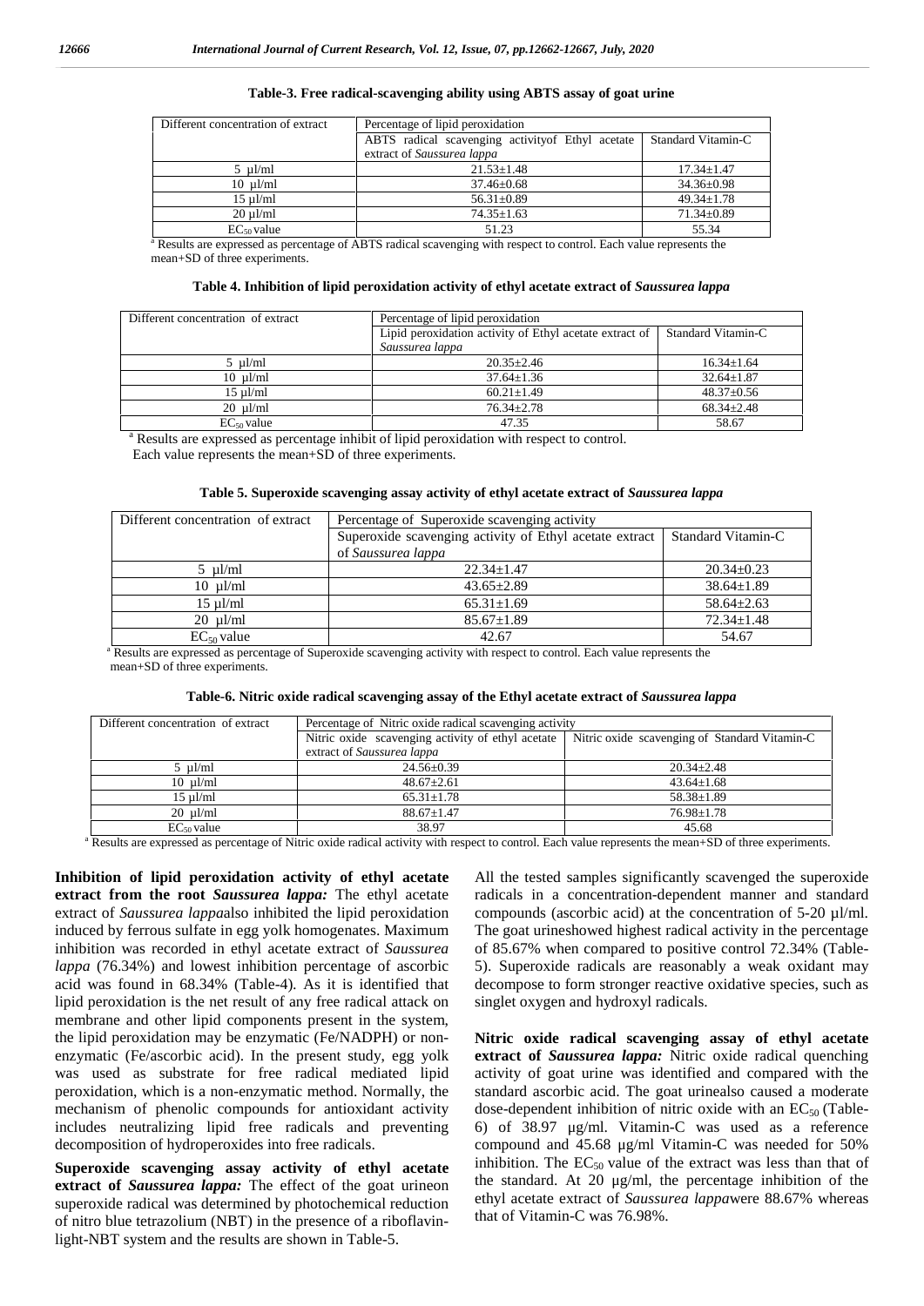**Table-3. Free radical-scavenging ability using ABTS assay of goat urine**

| Different concentration of extract | Percentage of lipid peroxidation | |
|---|---|---|
| | ABTS radical scavenging activityof Ethyl acetate extract of *Saussurea lappa* | Standard Vitamin-C |
| 5 µl/ml | 21.53±1.48 | 17.34±1.47 |
| 10 µl/ml | 37.46±0.68 | 34.36±0.98 |
| 15 µl/ml | 56.31±0.89 | 49.34±1.78 |
| 20 µl/ml | 74.35±1.63 | 71.34±0.89 |
| $EC_{50}$ value | 51.23 | 55.34 |

[a] Results are expressed as percentage of ABTS radical scavenging with respect to control. Each value represents the mean+SD of three experiments.

**Table 4. Inhibition of lipid peroxidation activity of ethyl acetate extract of *Saussurea lappa***

| Different concentration of extract | Percentage of lipid peroxidation | |
|---|---|---|
| | Lipid peroxidation activity of Ethyl acetate extract of *Saussurea lappa* | Standard Vitamin-C |
| 5 µl/ml | 20.35±2.46 | 16.34±1.64 |
| 10 µl/ml | 37.64±1.36 | 32.64±1.87 |
| 15 µl/ml | 60.21±1.49 | 48.37±0.56 |
| 20 µl/ml | 76.34±2.78 | 68.34±2.48 |
| $EC_{50}$ value | 47.35 | 58.67 |

[a] Results are expressed as percentage inhibit of lipid peroxidation with respect to control. Each value represents the mean+SD of three experiments.

**Table 5. Superoxide scavenging assay activity of ethyl acetate extract of *Saussurea lappa***

| Different concentration of extract | Percentage of Superoxide scavenging activity | |
|---|---|---|
| | Superoxide scavenging activity of Ethyl acetate extract of *Saussurea lappa* | Standard Vitamin-C |
| 5 µl/ml | 22.34±1.47 | 20.34±0.23 |
| 10 µl/ml | 43.65±2.89 | 38.64±1.89 |
| 15 µl/ml | 65.31±1.69 | 58.64±2.63 |
| 20 µl/ml | 85.67±1.89 | 72.34±1.48 |
| $EC_{50}$ value | 42.67 | 54.67 |

[a] Results are expressed as percentage of Superoxide scavenging activity with respect to control. Each value represents the mean+SD of three experiments.

**Table-6. Nitric oxide radical scavenging assay of the Ethyl acetate extract of *Saussurea lappa***

| Different concentration of extract | Percentage of Nitric oxide radical scavenging activity | |
|---|---|---|
| | Nitric oxide scavenging activity of ethyl acetate extract of *Saussurea lappa* | Nitric oxide scavenging of Standard Vitamin-C |
| 5 µl/ml | 24.56±0.39 | 20.34±2.48 |
| 10 µl/ml | 48.67±2.61 | 43.64±1.68 |
| 15 µl/ml | 65.31±1.78 | 58.38±1.89 |
| 20 µl/ml | 88.67±1.47 | 76.98±1.78 |
| $EC_{50}$ value | 38.97 | 45.68 |

[a] Results are expressed as percentage of Nitric oxide radical activity with respect to control. Each value represents the mean+SD of three experiments.

**Inhibition of lipid peroxidation activity of ethyl acetate extract from the root *Saussurea lappa*:** The ethyl acetate extract of *Saussurea lappa*also inhibited the lipid peroxidation induced by ferrous sulfate in egg yolk homogenates. Maximum inhibition was recorded in ethyl acetate extract of *Saussurea lappa* (76.34%) and lowest inhibition percentage of ascorbic acid was found in 68.34% (Table-4). As it is identified that lipid peroxidation is the net result of any free radical attack on membrane and other lipid components present in the system, the lipid peroxidation may be enzymatic (Fe/NADPH) or non-enzymatic (Fe/ascorbic acid). In the present study, egg yolk was used as substrate for free radical mediated lipid peroxidation, which is a non-enzymatic method. Normally, the mechanism of phenolic compounds for antioxidant activity includes neutralizing lipid free radicals and preventing decomposition of hydroperoxides into free radicals.

**Superoxide scavenging assay activity of ethyl acetate extract of *Saussurea lappa*:** The effect of the goat urineon superoxide radical was determined by photochemical reduction of nitro blue tetrazolium (NBT) in the presence of a riboflavin-light-NBT system and the results are shown in Table-5.

All the tested samples significantly scavenged the superoxide radicals in a concentration-dependent manner and standard compounds (ascorbic acid) at the concentration of 5-20 µl/ml. The goat urineshowed highest radical activity in the percentage of 85.67% when compared to positive control 72.34% (Table-5). Superoxide radicals are reasonably a weak oxidant may decompose to form stronger reactive oxidative species, such as singlet oxygen and hydroxyl radicals.

**Nitric oxide radical scavenging assay of ethyl acetate extract of *Saussurea lappa*:** Nitric oxide radical quenching activity of goat urine was identified and compared with the standard ascorbic acid. The goat urinealso caused a moderate dose-dependent inhibition of nitric oxide with an $EC_{50}$ (Table-6) of 38.97 µg/ml. Vitamin-C was used as a reference compound and 45.68 µg/ml Vitamin-C was needed for 50% inhibition. The $EC_{50}$ value of the extract was less than that of the standard. At 20 µg/ml, the percentage inhibition of the ethyl acetate extract of *Saussurea lappa*were 88.67% whereas that of Vitamin-C was 76.98%.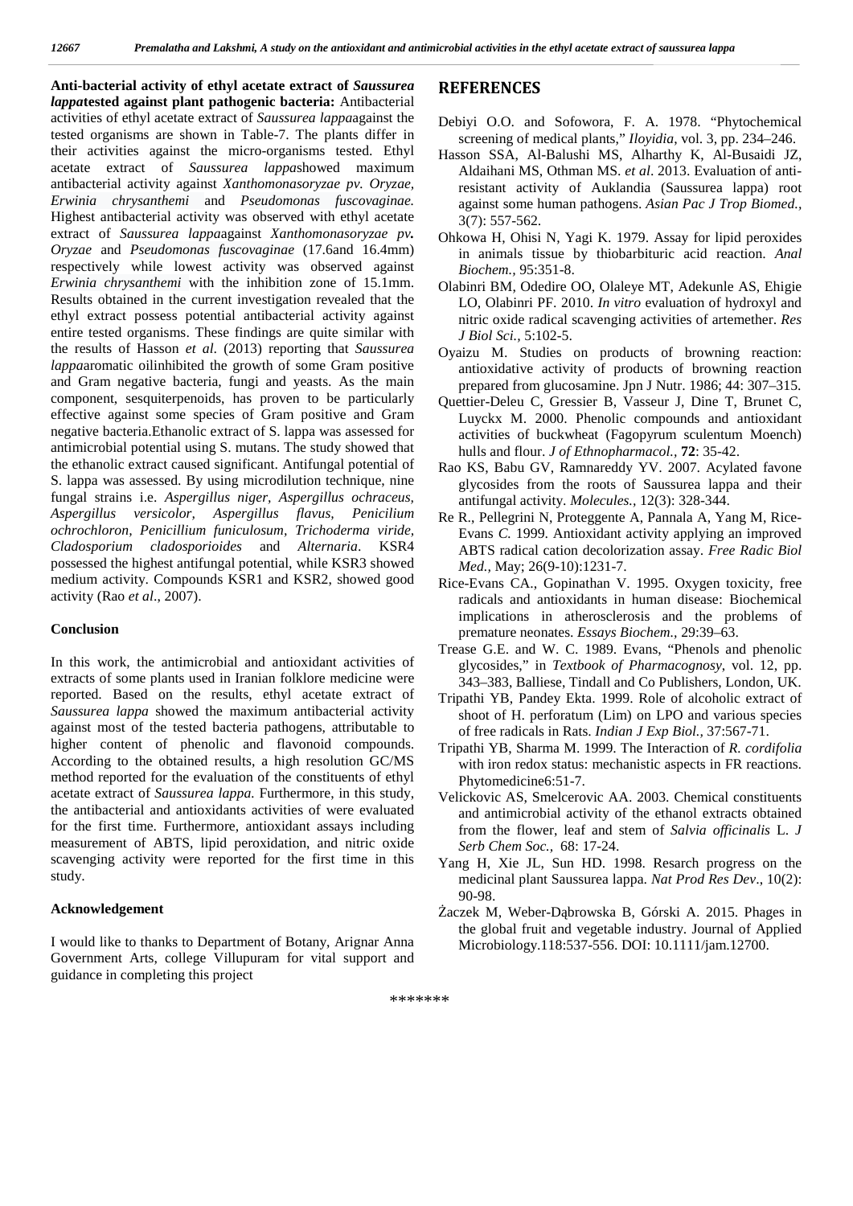**Anti-bacterial activity of ethyl acetate extract of *Saussurea lappa*tested against plant pathogenic bacteria:** Antibacterial activities of ethyl acetate extract of *Saussurea lappa*against the tested organisms are shown in Table-7. The plants differ in their activities against the micro-organisms tested. Ethyl acetate extract of *Saussurea lappa*showed maximum antibacterial activity against *Xanthomonasoryzae pv. Oryzae, Erwinia chrysanthemi* and *Pseudomonas fuscovaginae.* Highest antibacterial activity was observed with ethyl acetate extract of *Saussurea lappa*against *Xanthomonasoryzae pv. Oryzae* and *Pseudomonas fuscovaginae* (17.6and 16.4mm) respectively while lowest activity was observed against *Erwinia chrysanthemi* with the inhibition zone of 15.1mm. Results obtained in the current investigation revealed that the ethyl extract possess potential antibacterial activity against entire tested organisms. These findings are quite similar with the results of Hasson *et al*. (2013) reporting that *Saussurea lappa*aromatic oilinhibited the growth of some Gram positive and Gram negative bacteria, fungi and yeasts. As the main component, sesquiterpenoids, has proven to be particularly effective against some species of Gram positive and Gram negative bacteria.Ethanolic extract of S. lappa was assessed for antimicrobial potential using S. mutans. The study showed that the ethanolic extract caused significant. Antifungal potential of S. lappa was assessed. By using microdilution technique, nine fungal strains i.e. *Aspergillus niger, Aspergillus ochraceus, Aspergillus versicolor, Aspergillus flavus, Penicilium ochrochloron, Penicillium funiculosum, Trichoderma viride, Cladosporium cladosporioides* and *Alternaria*. KSR4 possessed the highest antifungal potential, while KSR3 showed medium activity. Compounds KSR1 and KSR2, showed good activity (Rao *et al*., 2007).

## Conclusion

In this work, the antimicrobial and antioxidant activities of extracts of some plants used in Iranian folklore medicine were reported. Based on the results, ethyl acetate extract of *Saussurea lappa* showed the maximum antibacterial activity against most of the tested bacteria pathogens, attributable to higher content of phenolic and flavonoid compounds. According to the obtained results, a high resolution GC/MS method reported for the evaluation of the constituents of ethyl acetate extract of *Saussurea lappa.* Furthermore, in this study, the antibacterial and antioxidants activities of were evaluated for the first time. Furthermore, antioxidant assays including measurement of ABTS, lipid peroxidation, and nitric oxide scavenging activity were reported for the first time in this study.

## Acknowledgement

I would like to thanks to Department of Botany, Arignar Anna Government Arts, college Villupuram for vital support and guidance in completing this project

## REFERENCES

Debiyi O.O. and Sofowora, F. A. 1978. "Phytochemical screening of medical plants," *Iloyidia*, vol. 3, pp. 234–246.

Hasson SSA, Al-Balushi MS, Alharthy K, Al-Busaidi JZ, Aldaihani MS, Othman MS. *et al*. 2013. Evaluation of anti-resistant activity of Auklandia (Saussurea lappa) root against some human pathogens. *Asian Pac J Trop Biomed.*, 3(7): 557-562.

Ohkowa H, Ohisi N, Yagi K. 1979. Assay for lipid peroxides in animals tissue by thiobarbituric acid reaction. *Anal Biochem.*, 95:351-8.

Olabinri BM, Odedire OO, Olaleye MT, Adekunle AS, Ehigie LO, Olabinri PF. 2010. *In vitro* evaluation of hydroxyl and nitric oxide radical scavenging activities of artemether. *Res J Biol Sci.*, 5:102-5.

Oyaizu M. Studies on products of browning reaction: antioxidative activity of products of browning reaction prepared from glucosamine. Jpn J Nutr. 1986; 44: 307–315.

Quettier-Deleu C, Gressier B, Vasseur J, Dine T, Brunet C, Luyckx M. 2000. Phenolic compounds and antioxidant activities of buckwheat (Fagopyrum sculentum Moench) hulls and flour. *J of Ethnopharmacol.*, **72**: 35-42.

Rao KS, Babu GV, Ramnareddy YV. 2007. Acylated favone glycosides from the roots of Saussurea lappa and their antifungal activity. *Molecules.*, 12(3): 328-344.

Re R., Pellegrini N, Proteggente A, Pannala A, Yang M, Rice-Evans *C.* 1999. Antioxidant activity applying an improved ABTS radical cation decolorization assay. *Free Radic Biol Med.*, May; 26(9-10):1231-7.

Rice-Evans CA., Gopinathan V. 1995. Oxygen toxicity, free radicals and antioxidants in human disease: Biochemical implications in atherosclerosis and the problems of premature neonates. *Essays Biochem.*, 29:39–63.

Trease G.E. and W. C. 1989. Evans, "Phenols and phenolic glycosides," in *Textbook of Pharmacognosy*, vol. 12, pp. 343–383, Balliese, Tindall and Co Publishers, London, UK.

Tripathi YB, Pandey Ekta. 1999. Role of alcoholic extract of shoot of H. perforatum (Lim) on LPO and various species of free radicals in Rats. *Indian J Exp Biol.*, 37:567-71.

Tripathi YB, Sharma M. 1999. The Interaction of *R. cordifolia* with iron redox status: mechanistic aspects in FR reactions. Phytomedicine6:51-7.

Velickovic AS, Smelcerovic AA. 2003. Chemical constituents and antimicrobial activity of the ethanol extracts obtained from the flower, leaf and stem of *Salvia officinalis* L. *J Serb Chem Soc.*, 68: 17-24.

Yang H, Xie JL, Sun HD. 1998. Resarch progress on the medicinal plant Saussurea lappa. *Nat Prod Res Dev*., 10(2): 90-98.

Żaczek M, Weber-Dąbrowska B, Górski A. 2015. Phages in the global fruit and vegetable industry. Journal of Applied Microbiology.118:537-556. DOI: 10.1111/jam.12700.

*******